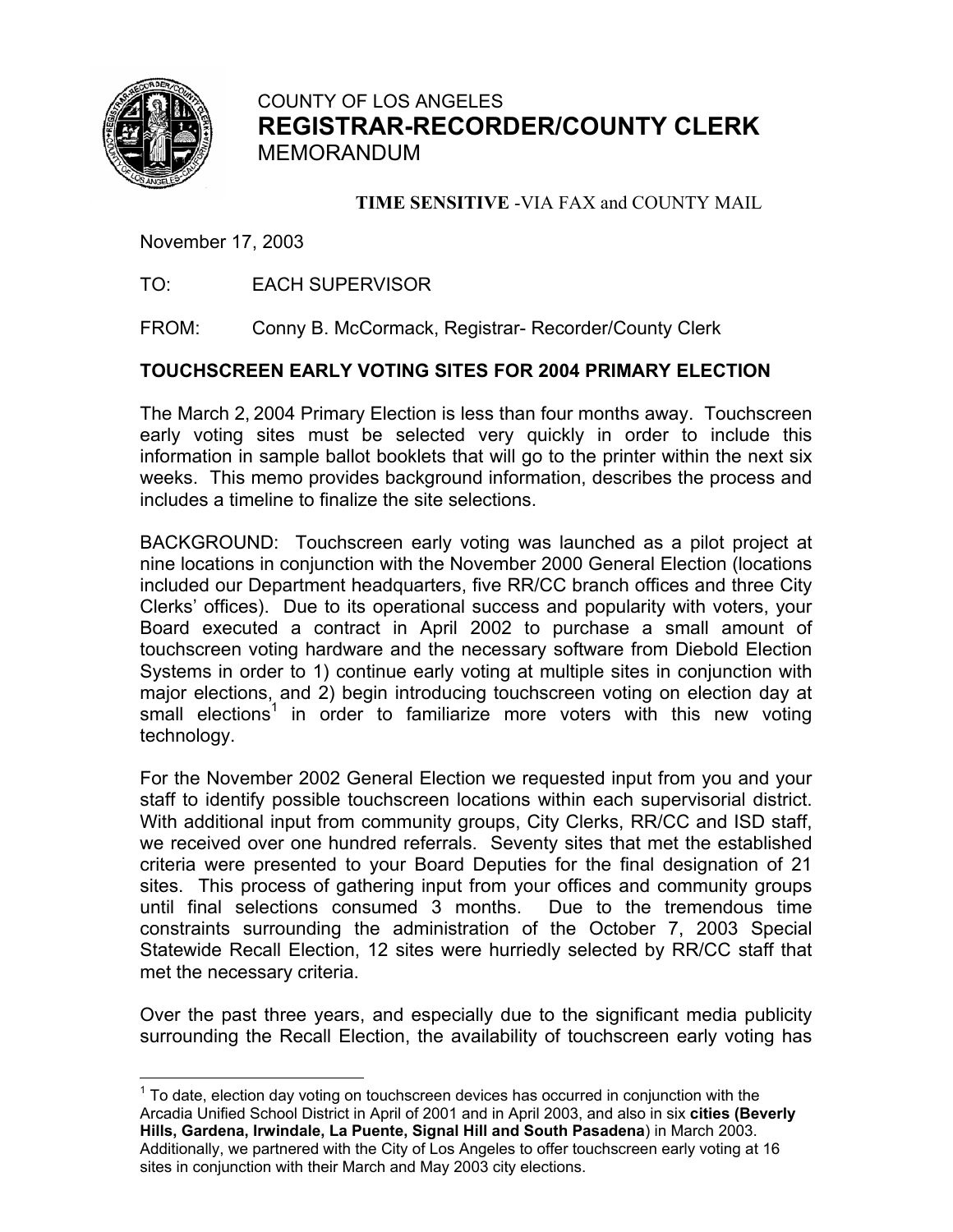COUNTY OF LOS ANGELES
# REGISTRAR-RECORDER/COUNTY CLERK
MEMORANDUM

**TIME SENSITIVE** -VIA FAX and COUNTY MAIL

November 17, 2003

TO: EACH SUPERVISOR

FROM: Conny B. McCormack, Registrar- Recorder/County Clerk

## TOUCHSCREEN EARLY VOTING SITES FOR 2004 PRIMARY ELECTION

The March 2, 2004 Primary Election is less than four months away. Touchscreen early voting sites must be selected very quickly in order to include this information in sample ballot booklets that will go to the printer within the next six weeks. This memo provides background information, describes the process and includes a timeline to finalize the site selections.

BACKGROUND: Touchscreen early voting was launched as a pilot project at nine locations in conjunction with the November 2000 General Election (locations included our Department headquarters, five RR/CC branch offices and three City Clerks' offices). Due to its operational success and popularity with voters, your Board executed a contract in April 2002 to purchase a small amount of touchscreen voting hardware and the necessary software from Diebold Election Systems in order to 1) continue early voting at multiple sites in conjunction with major elections, and 2) begin introducing touchscreen voting on election day at small elections[1] in order to familiarize more voters with this new voting technology.

For the November 2002 General Election we requested input from you and your staff to identify possible touchscreen locations within each supervisorial district. With additional input from community groups, City Clerks, RR/CC and ISD staff, we received over one hundred referrals. Seventy sites that met the established criteria were presented to your Board Deputies for the final designation of 21 sites. This process of gathering input from your offices and community groups until final selections consumed 3 months. Due to the tremendous time constraints surrounding the administration of the October 7, 2003 Special Statewide Recall Election, 12 sites were hurriedly selected by RR/CC staff that met the necessary criteria.

Over the past three years, and especially due to the significant media publicity surrounding the Recall Election, the availability of touchscreen early voting has

---

[1] To date, election day voting on touchscreen devices has occurred in conjunction with the Arcadia Unified School District in April of 2001 and in April 2003, and also in six **cities (Beverly Hills, Gardena, Irwindale, La Puente, Signal Hill and South Pasadena**) in March 2003. Additionally, we partnered with the City of Los Angeles to offer touchscreen early voting at 16 sites in conjunction with their March and May 2003 city elections.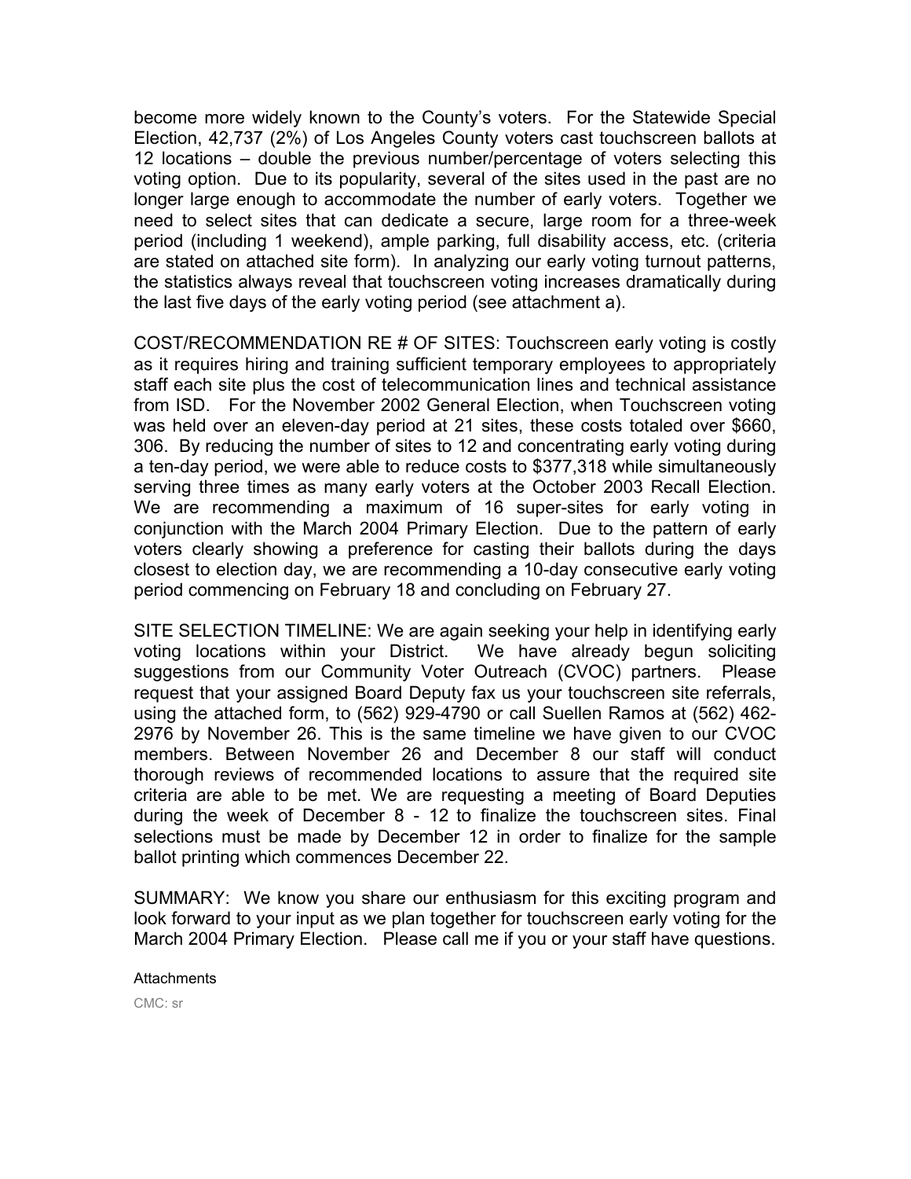become more widely known to the County's voters. For the Statewide Special Election, 42,737 (2%) of Los Angeles County voters cast touchscreen ballots at 12 locations – double the previous number/percentage of voters selecting this voting option. Due to its popularity, several of the sites used in the past are no longer large enough to accommodate the number of early voters. Together we need to select sites that can dedicate a secure, large room for a three-week period (including 1 weekend), ample parking, full disability access, etc. (criteria are stated on attached site form). In analyzing our early voting turnout patterns, the statistics always reveal that touchscreen voting increases dramatically during the last five days of the early voting period (see attachment a).

COST/RECOMMENDATION RE # OF SITES: Touchscreen early voting is costly as it requires hiring and training sufficient temporary employees to appropriately staff each site plus the cost of telecommunication lines and technical assistance from ISD. For the November 2002 General Election, when Touchscreen voting was held over an eleven-day period at 21 sites, these costs totaled over $660, 306. By reducing the number of sites to 12 and concentrating early voting during a ten-day period, we were able to reduce costs to $377,318 while simultaneously serving three times as many early voters at the October 2003 Recall Election. We are recommending a maximum of 16 super-sites for early voting in conjunction with the March 2004 Primary Election. Due to the pattern of early voters clearly showing a preference for casting their ballots during the days closest to election day, we are recommending a 10-day consecutive early voting period commencing on February 18 and concluding on February 27.

SITE SELECTION TIMELINE: We are again seeking your help in identifying early voting locations within your District. We have already begun soliciting suggestions from our Community Voter Outreach (CVOC) partners. Please request that your assigned Board Deputy fax us your touchscreen site referrals, using the attached form, to (562) 929-4790 or call Suellen Ramos at (562) 462-2976 by November 26. This is the same timeline we have given to our CVOC members. Between November 26 and December 8 our staff will conduct thorough reviews of recommended locations to assure that the required site criteria are able to be met. We are requesting a meeting of Board Deputies during the week of December 8 - 12 to finalize the touchscreen sites. Final selections must be made by December 12 in order to finalize for the sample ballot printing which commences December 22.

SUMMARY: We know you share our enthusiasm for this exciting program and look forward to your input as we plan together for touchscreen early voting for the March 2004 Primary Election. Please call me if you or your staff have questions.

Attachments

CMC: sr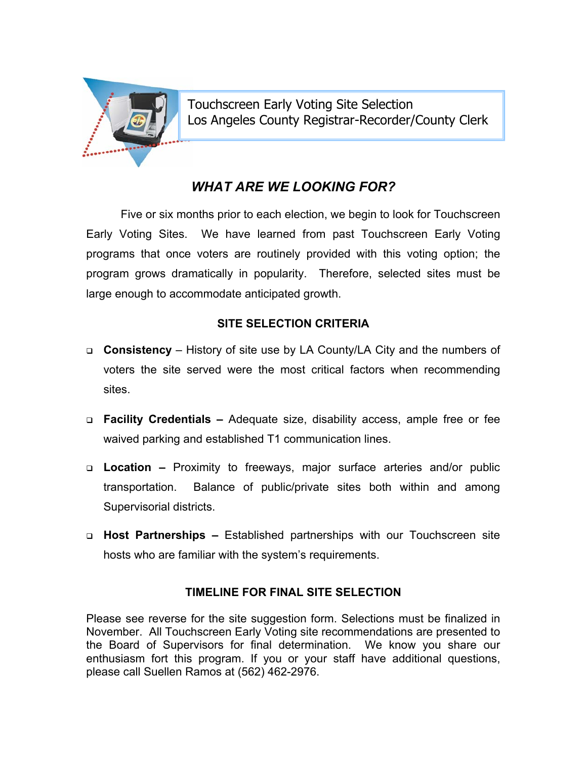Touchscreen Early Voting Site Selection
Los Angeles County Registrar-Recorder/County Clerk

## *WHAT ARE WE LOOKING FOR?*

Five or six months prior to each election, we begin to look for Touchscreen Early Voting Sites. We have learned from past Touchscreen Early Voting programs that once voters are routinely provided with this voting option; the program grows dramatically in popularity. Therefore, selected sites must be large enough to accommodate anticipated growth.

### SITE SELECTION CRITERIA

- **Consistency** – History of site use by LA County/LA City and the numbers of voters the site served were the most critical factors when recommending sites.
- **Facility Credentials –** Adequate size, disability access, ample free or fee waived parking and established T1 communication lines.
- **Location –** Proximity to freeways, major surface arteries and/or public transportation. Balance of public/private sites both within and among Supervisorial districts.
- **Host Partnerships –** Established partnerships with our Touchscreen site hosts who are familiar with the system's requirements.

### TIMELINE FOR FINAL SITE SELECTION

Please see reverse for the site suggestion form. Selections must be finalized in November. All Touchscreen Early Voting site recommendations are presented to the Board of Supervisors for final determination. We know you share our enthusiasm fort this program. If you or your staff have additional questions, please call Suellen Ramos at (562) 462-2976.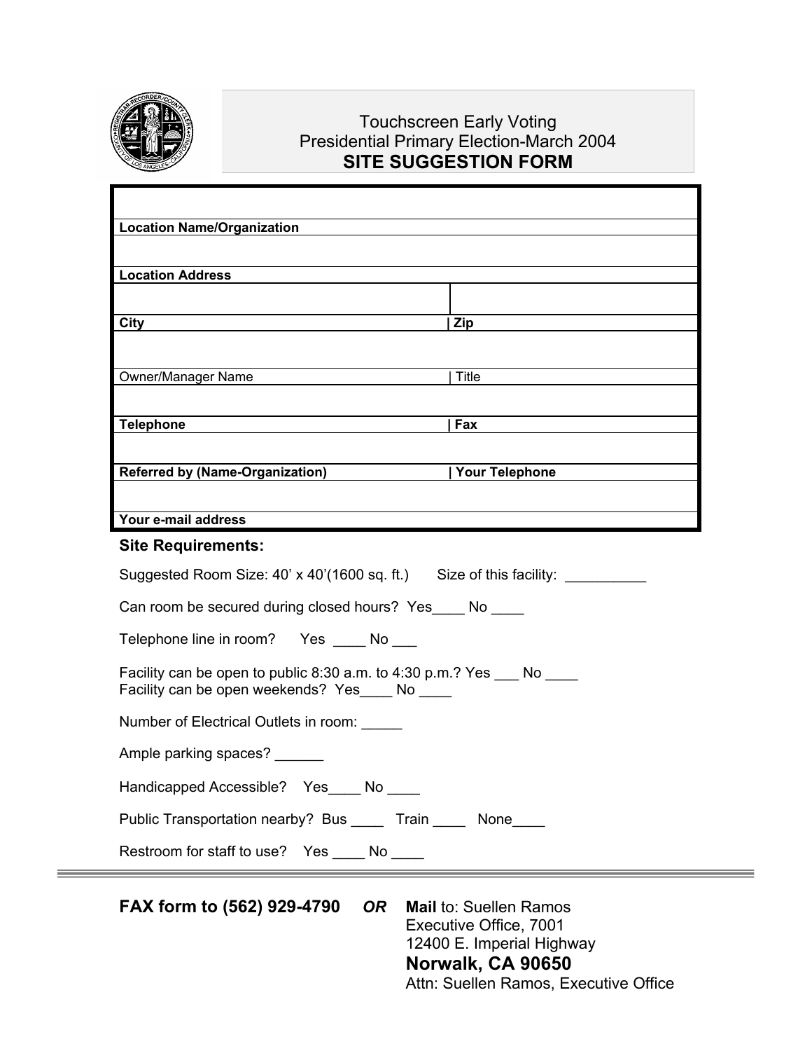Touchscreen Early Voting
Presidential Primary Election-March 2004

# SITE SUGGESTION FORM

| | |
|---|---|
| **Location Name/Organization** | |
| **Location Address** | |
| **City** | **Zip** |
| Owner/Manager Name | Title |
| **Telephone** | **Fax** |
| **Referred by (Name-Organization)** | **Your Telephone** |
| **Your e-mail address** | |

**Site Requirements:**

Suggested Room Size: 40' x 40'(1600 sq. ft.) Size of this facility: __________

Can room be secured during closed hours? Yes____ No ____

Telephone line in room? Yes ____ No ___

Facility can be open to public 8:30 a.m. to 4:30 p.m.? Yes ___ No ____
Facility can be open weekends? Yes____ No ____

Number of Electrical Outlets in room: _____

Ample parking spaces? ______

Handicapped Accessible? Yes____ No ____

Public Transportation nearby? Bus ____ Train ____ None____

Restroom for staff to use? Yes ____ No ____

---

**FAX form to (562) 929-4790** ***OR*** **Mail** to: Suellen Ramos
Executive Office, 7001
12400 E. Imperial Highway
**Norwalk, CA 90650**
Attn: Suellen Ramos, Executive Office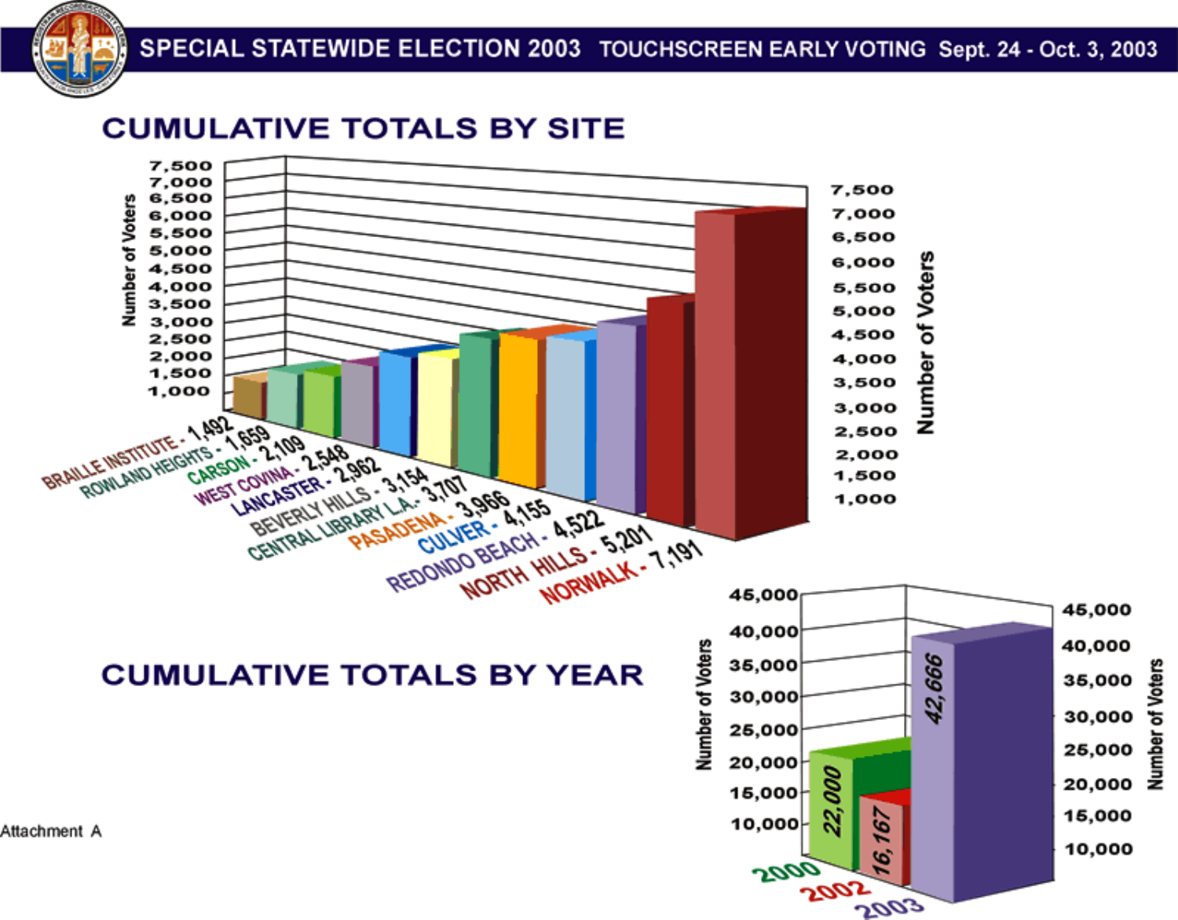# SPECIAL STATEWIDE ELECTION 2003 TOUCHSCREEN EARLY VOTING Sept. 24 - Oct. 3, 2003

## CUMULATIVE TOTALS BY SITE

| Site | Number of Voters |
| --- | --- |
| BRAILLE INSTITUTE | 1,492 |
| ROWLAND HEIGHTS | 1,659 |
| CARSON | 2,109 |
| WEST COVINA | 2,548 |
| LANCASTER | 2,962 |
| BEVERLY HILLS | 3,154 |
| CENTRAL LIBRARY L.A. | 3,707 |
| PASADENA | 3,966 |
| CULVER | 4,155 |
| REDONDO BEACH | 4,522 |
| NORTH HILLS | 5,201 |
| NORWALK | 7,191 |

## CUMULATIVE TOTALS BY YEAR

| Year | Number of Voters |
| --- | --- |
| 2000 | 22,000 |
| 2002 | 16,167 |
| 2003 | 42,666 |

Attachment A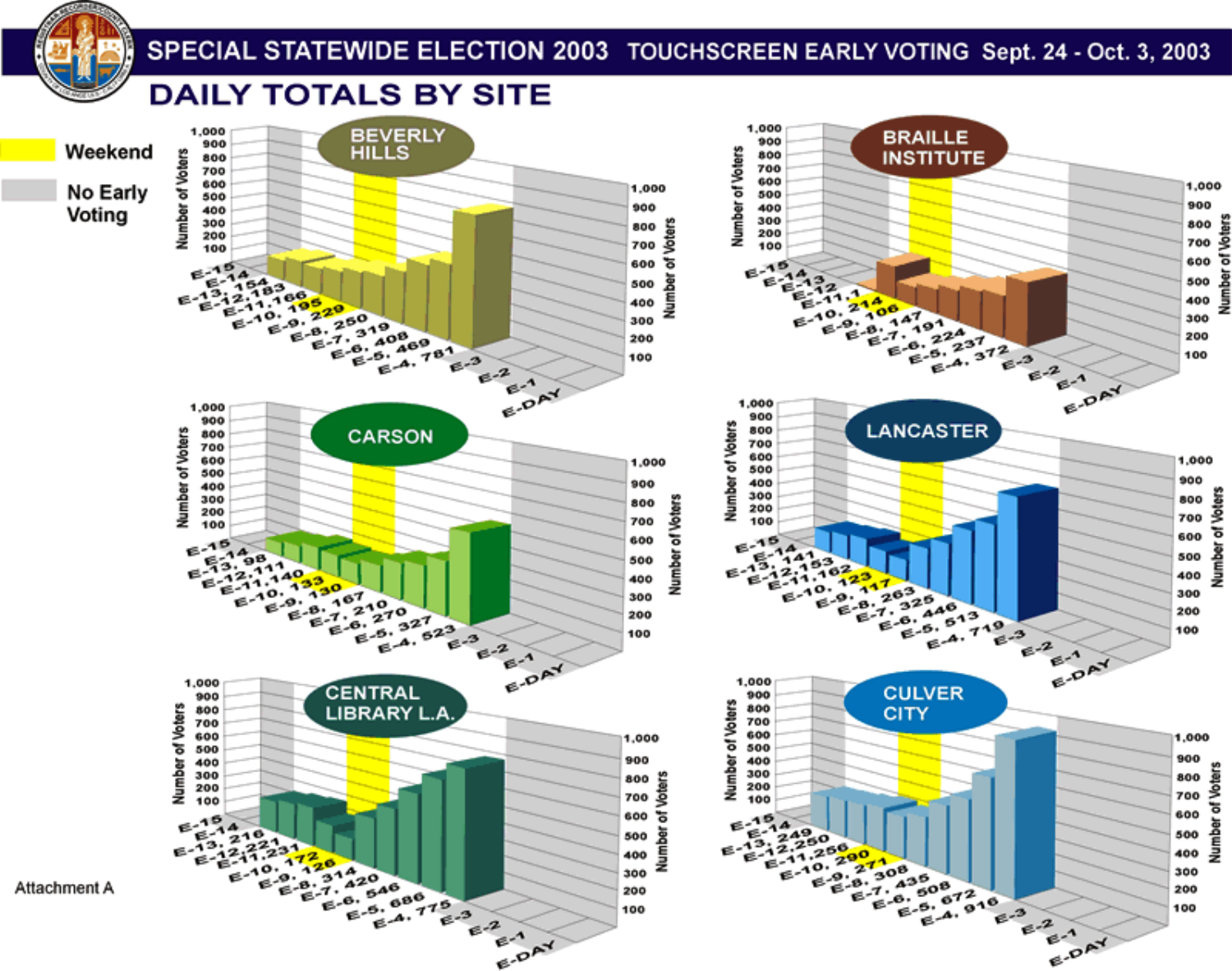# SPECIAL STATEWIDE ELECTION 2003 TOUCHSCREEN EARLY VOTING Sept. 24 - Oct. 3, 2003

## DAILY TOTALS BY SITE

Legend: Weekend; No Early Voting

| Day | Beverly Hills | Braille Institute | Carson | Lancaster | Central Library L.A. | Culver City |
|---|---|---|---|---|---|---|
| E-15 | | | | | | |
| E-14 | | | | | | |
| E-13 | 154 | | 98 | 141 | 216 | 249 |
| E-12 | 183 | | 111 | 153 | 221 | 250 |
| E-11 | 166 | 1 | 140 | 162 | 231 | 256 |
| E-10 | 195 | 214 | 133 | 123 | 172 | 290 |
| E-9 | 229 | 106 | 130 | 117 | 126 | 271 |
| E-8 | 250 | 147 | 167 | 263 | 314 | 308 |
| E-7 | 319 | 191 | 210 | 325 | 420 | 435 |
| E-6 | 408 | 224 | 270 | 446 | 546 | 508 |
| E-5 | 469 | 237 | 327 | 513 | 686 | 672 |
| E-4 | 781 | 372 | 523 | 719 | 775 | 916 |
| E-3 | | | | | | |
| E-2 | | | | | | |
| E-1 | | | | | | |
| E-DAY | | | | | | |

Attachment A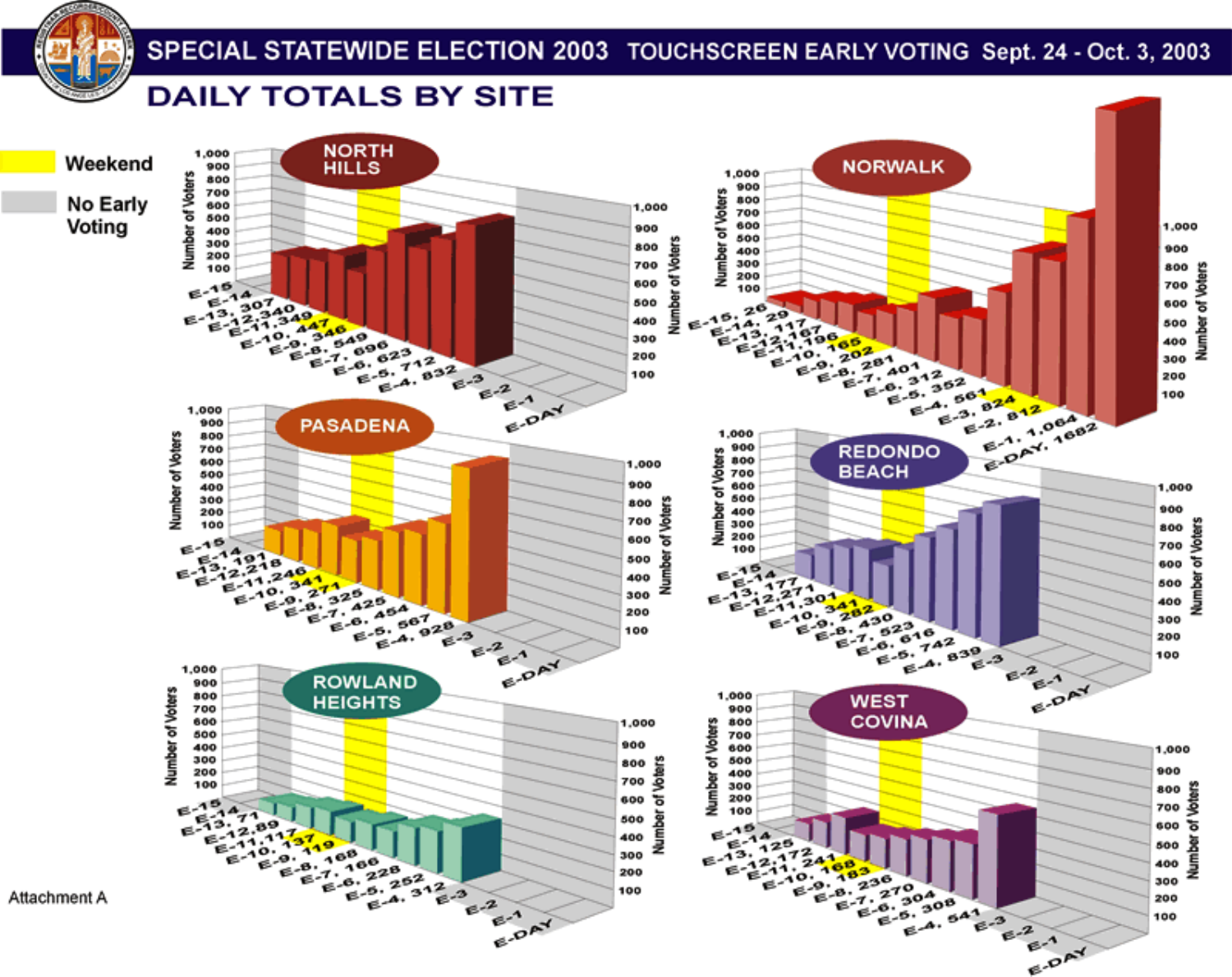# SPECIAL STATEWIDE ELECTION 2003 TOUCHSCREEN EARLY VOTING Sept. 24 - Oct. 3, 2003

## DAILY TOTALS BY SITE

Weekend

No Early Voting

**NORTH HILLS**

E-15
E-14
E-13, 307
E-12, 340
E-11, 349
E-10, 447
E-9, 346
E-8, 549
E-7, 696
E-6, 623
E-5, 712
E-4, 832
E-3
E-2
E-1
E-DAY

**NORWALK**

E-15, 26
E-14, 29
E-13, 117
E-12, 167
E-11, 196
E-10, 165
E-9, 202
E-8, 281
E-7, 401
E-6, 312
E-5, 352
E-4, 561
E-3, 824
E-2, 812
E-1, 1,064
E-DAY, 1682

**PASADENA**

E-15
E-14
E-13, 191
E-12, 218
E-11, 246
E-10, 341
E-9, 271
E-8, 325
E-7, 425
E-6, 454
E-5, 567
E-4, 928
E-3
E-2
E-1
E-DAY

**REDONDO BEACH**

E-15
E-14
E-13, 177
E-12, 271
E-11, 301
E-10, 341
E-9, 282
E-8, 430
E-7, 523
E-6, 616
E-5, 742
E-4, 839
E-3
E-2
E-1
E-DAY

**ROWLAND HEIGHTS**

E-15
E-14
E-13, 71
E-12, 89
E-11, 117
E-10, 137
E-9, 119
E-8, 168
E-7, 166
E-6, 228
E-5, 252
E-4, 312
E-3
E-2
E-1
E-DAY

**WEST COVINA**

E-15
E-14
E-13, 125
E-12, 172
E-11, 241
E-10, 168
E-9, 183
E-8, 236
E-7, 270
E-6, 304
E-5, 308
E-4, 541
E-3
E-2
E-1
E-DAY

Number of Voters

100, 200, 300, 400, 500, 600, 700, 800, 900, 1,000

Attachment A